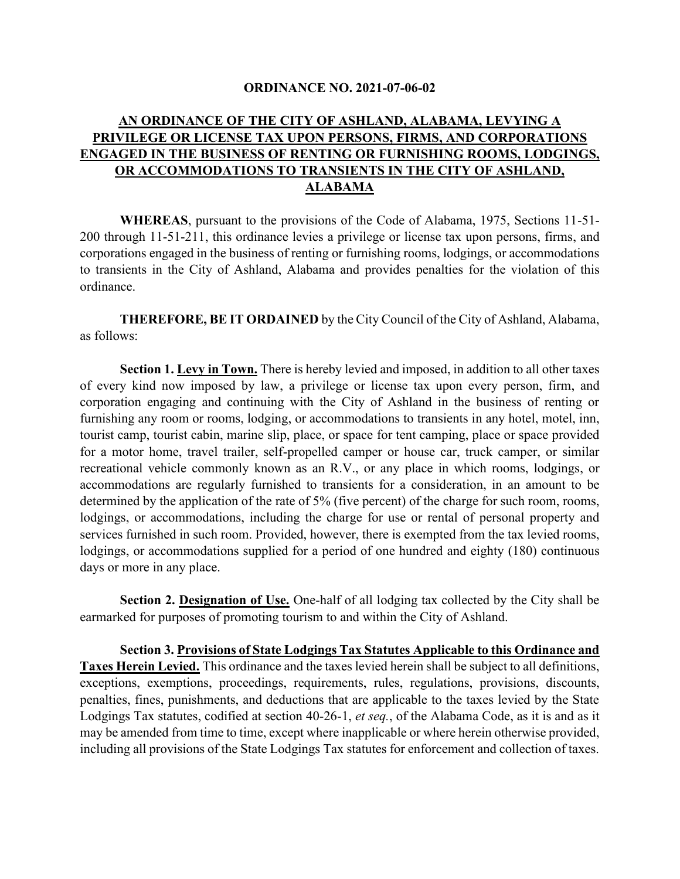**ORDINANCE NO. 2021-07-06-02**

**AN ORDINANCE OF THE CITY OF ASHLAND, ALABAMA, LEVYING A PRIVILEGE OR LICENSE TAX UPON PERSONS, FIRMS, AND CORPORATIONS ENGAGED IN THE BUSINESS OF RENTING OR FURNISHING ROOMS, LODGINGS, OR ACCOMMODATIONS TO TRANSIENTS IN THE CITY OF ASHLAND, ALABAMA**

**WHEREAS**, pursuant to the provisions of the Code of Alabama, 1975, Sections 11-51-200 through 11-51-211, this ordinance levies a privilege or license tax upon persons, firms, and corporations engaged in the business of renting or furnishing rooms, lodgings, or accommodations to transients in the City of Ashland, Alabama and provides penalties for the violation of this ordinance.

**THEREFORE, BE IT ORDAINED** by the City Council of the City of Ashland, Alabama, as follows:

**Section 1. Levy in Town.** There is hereby levied and imposed, in addition to all other taxes of every kind now imposed by law, a privilege or license tax upon every person, firm, and corporation engaging and continuing with the City of Ashland in the business of renting or furnishing any room or rooms, lodging, or accommodations to transients in any hotel, motel, inn, tourist camp, tourist cabin, marine slip, place, or space for tent camping, place or space provided for a motor home, travel trailer, self-propelled camper or house car, truck camper, or similar recreational vehicle commonly known as an R.V., or any place in which rooms, lodgings, or accommodations are regularly furnished to transients for a consideration, in an amount to be determined by the application of the rate of 5% (five percent) of the charge for such room, rooms, lodgings, or accommodations, including the charge for use or rental of personal property and services furnished in such room. Provided, however, there is exempted from the tax levied rooms, lodgings, or accommodations supplied for a period of one hundred and eighty (180) continuous days or more in any place.

**Section 2. Designation of Use.** One-half of all lodging tax collected by the City shall be earmarked for purposes of promoting tourism to and within the City of Ashland.

**Section 3. Provisions of State Lodgings Tax Statutes Applicable to this Ordinance and Taxes Herein Levied.** This ordinance and the taxes levied herein shall be subject to all definitions, exceptions, exemptions, proceedings, requirements, rules, regulations, provisions, discounts, penalties, fines, punishments, and deductions that are applicable to the taxes levied by the State Lodgings Tax statutes, codified at section 40-26-1, *et seq.*, of the Alabama Code, as it is and as it may be amended from time to time, except where inapplicable or where herein otherwise provided, including all provisions of the State Lodgings Tax statutes for enforcement and collection of taxes.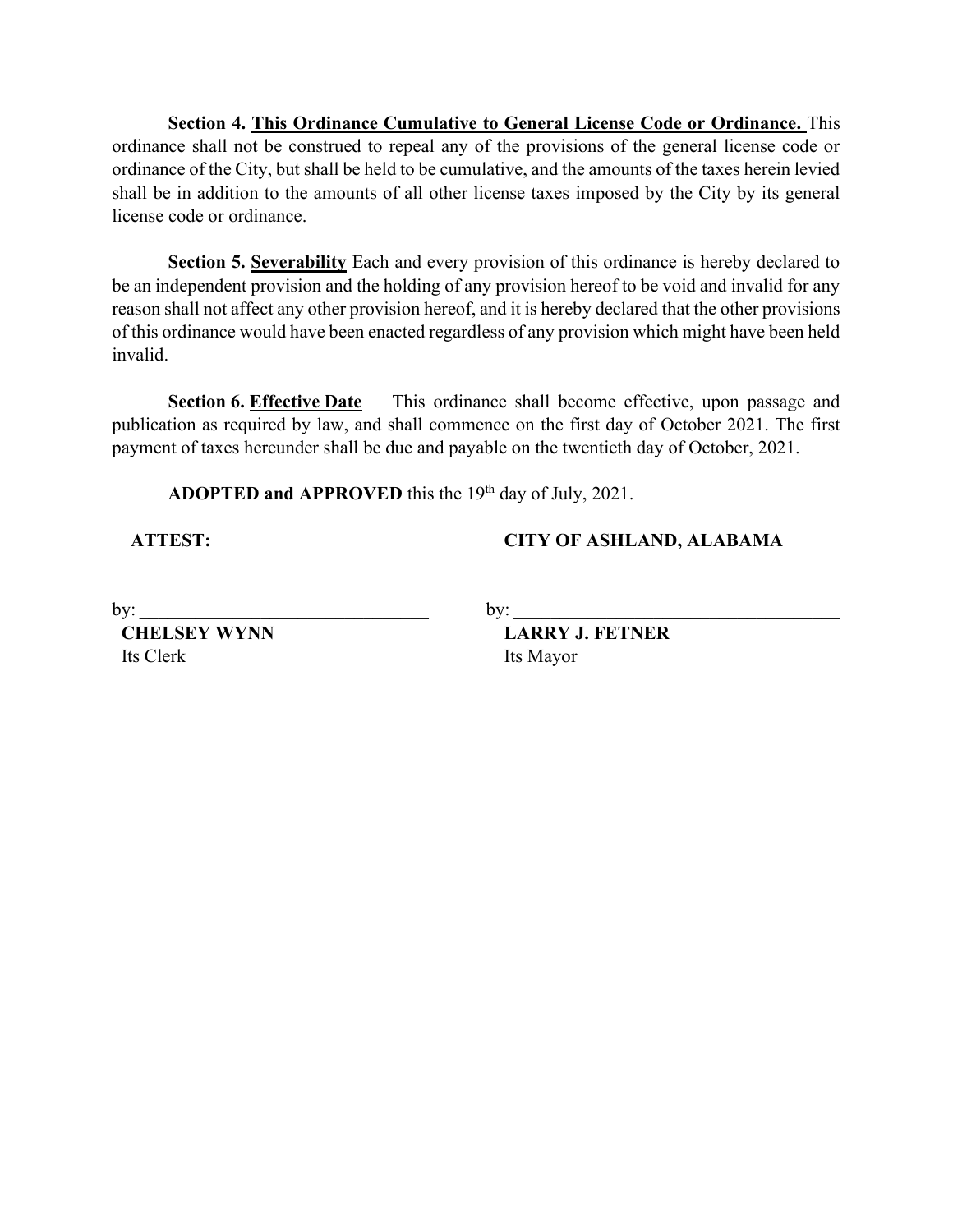**Section 4. <u>This Ordinance Cumulative to General License Code or Ordinance.</u>** This ordinance shall not be construed to repeal any of the provisions of the general license code or ordinance of the City, but shall be held to be cumulative, and the amounts of the taxes herein levied shall be in addition to the amounts of all other license taxes imposed by the City by its general license code or ordinance.

**Section 5. <u>Severability</u>** Each and every provision of this ordinance is hereby declared to be an independent provision and the holding of any provision hereof to be void and invalid for any reason shall not affect any other provision hereof, and it is hereby declared that the other provisions of this ordinance would have been enacted regardless of any provision which might have been held invalid.

**Section 6. <u>Effective Date</u>** This ordinance shall become effective, upon passage and publication as required by law, and shall commence on the first day of October 2021. The first payment of taxes hereunder shall be due and payable on the twentieth day of October, 2021.

**ADOPTED and APPROVED** this the 19th day of July, 2021.

**ATTEST:**

by: ______________________________

**CHELSEY WYNN**
Its Clerk

**CITY OF ASHLAND, ALABAMA**

by: ______________________________

**LARRY J. FETNER**
Its Mayor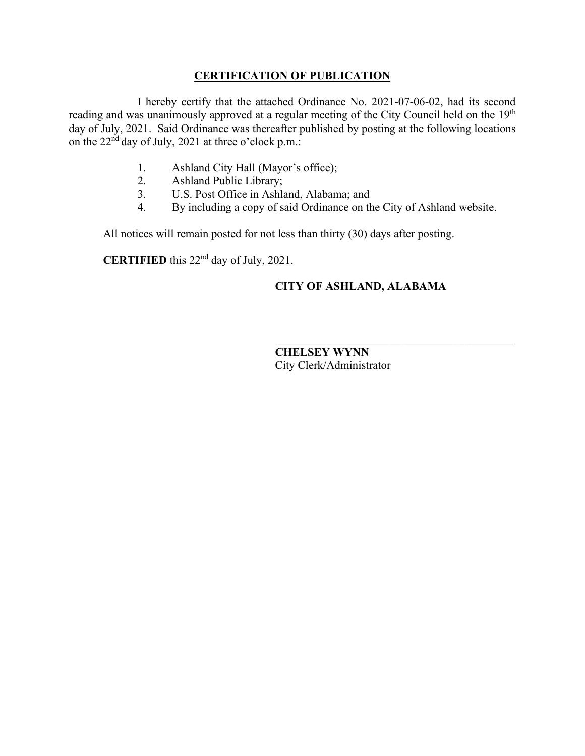# CERTIFICATION OF PUBLICATION

I hereby certify that the attached Ordinance No. 2021-07-06-02, had its second reading and was unanimously approved at a regular meeting of the City Council held on the 19th day of July, 2021. Said Ordinance was thereafter published by posting at the following locations on the 22nd day of July, 2021 at three o'clock p.m.:

1. Ashland City Hall (Mayor's office);
2. Ashland Public Library;
3. U.S. Post Office in Ashland, Alabama; and
4. By including a copy of said Ordinance on the City of Ashland website.

All notices will remain posted for not less than thirty (30) days after posting.

**CERTIFIED** this 22nd day of July, 2021.

**CITY OF ASHLAND, ALABAMA**

**CHELSEY WYNN**
City Clerk/Administrator